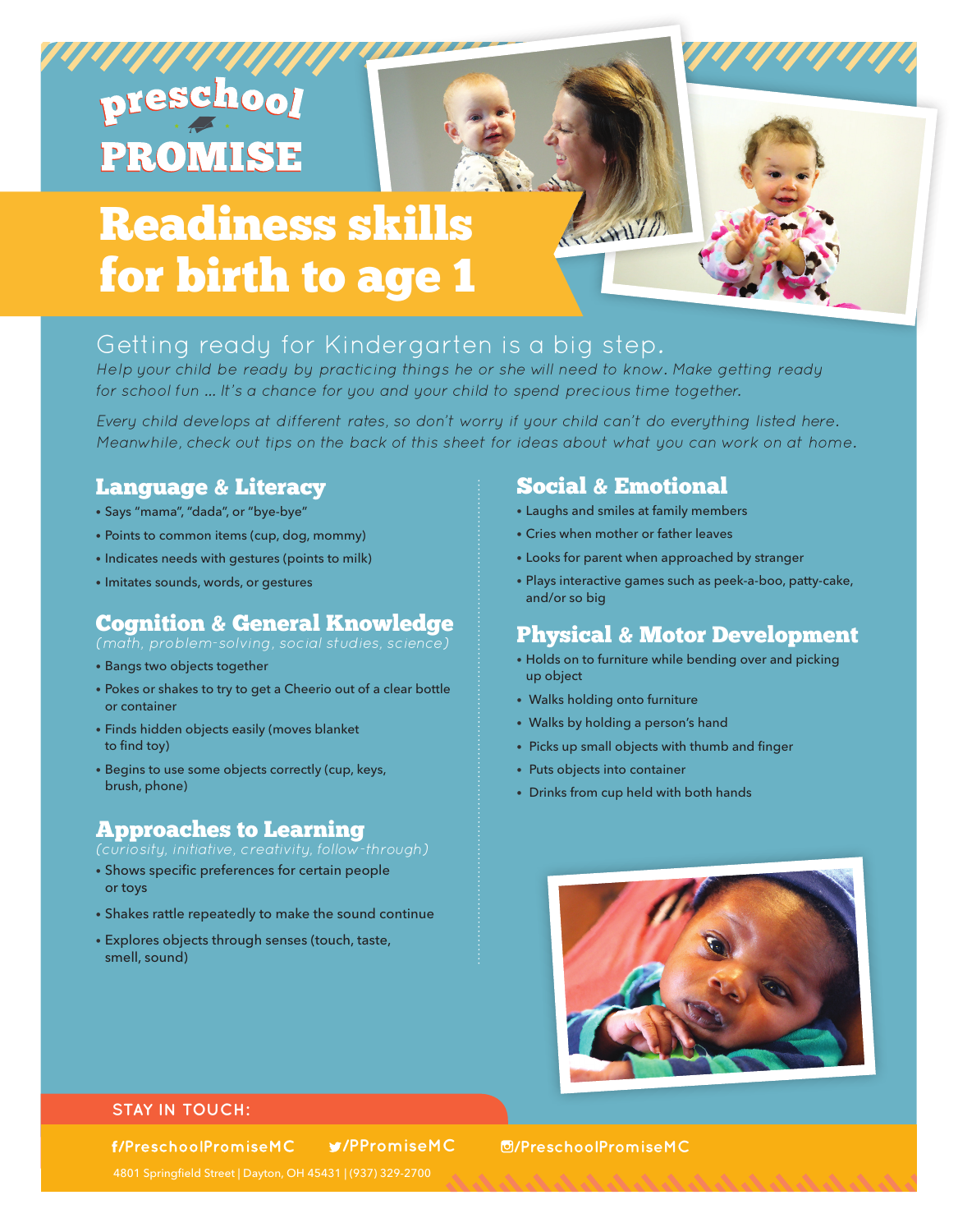preschool PROMISE

# Readiness skills for birth to age 1

## Getting ready for Kindergarten is a big step.

*Help your child be ready by practicing things he or she will need to know. Make getting ready for school fun … It's a chance for you and your child to spend precious time together.*

*Every child develops at different rates, so don't worry if your child can't do everything listed here. Meanwhile, check out tips on the back of this sheet for ideas about what you can work on at home.*

### Language & Literacy

- Says "mama", "dada", or "bye-bye"
- Points to common items (cup, dog, mommy)
- Indicates needs with gestures (points to milk)
- Imitates sounds, words, or gestures

### Cognition & General Knowledge

*(math, problem-solving, social studies, science)*

- Bangs two objects together
- Pokes or shakes to try to get a Cheerio out of a clear bottle or container
- Finds hidden objects easily (moves blanket to find toy)
- Begins to use some objects correctly (cup, keys, brush, phone)

### Approaches to Learning

*(curiosity, initiative, creativity, follow-through)*

- Shows specific preferences for certain people or toys
- Shakes rattle repeatedly to make the sound continue
- Explores objects through senses (touch, taste, smell, sound)

### Social & Emotional

- Laughs and smiles at family members
- Cries when mother or father leaves
- Looks for parent when approached by stranger
- Plays interactive games such as peek-a-boo, patty-cake, and/or so big

### Physical & Motor Development

- Holds on to furniture while bending over and picking up object
- Walks holding onto furniture
- Walks by holding a person's hand
- Picks up small objects with thumb and finger
- Puts objects into container
- Drinks from cup held with both hands

**STAY IN TOUCH:**

f/PreschoolPromiseMC /PPromiseMC /PreschoolPromiseMC

4801 Springfield Street | Dayton, OH 45431 | (937) 329-2700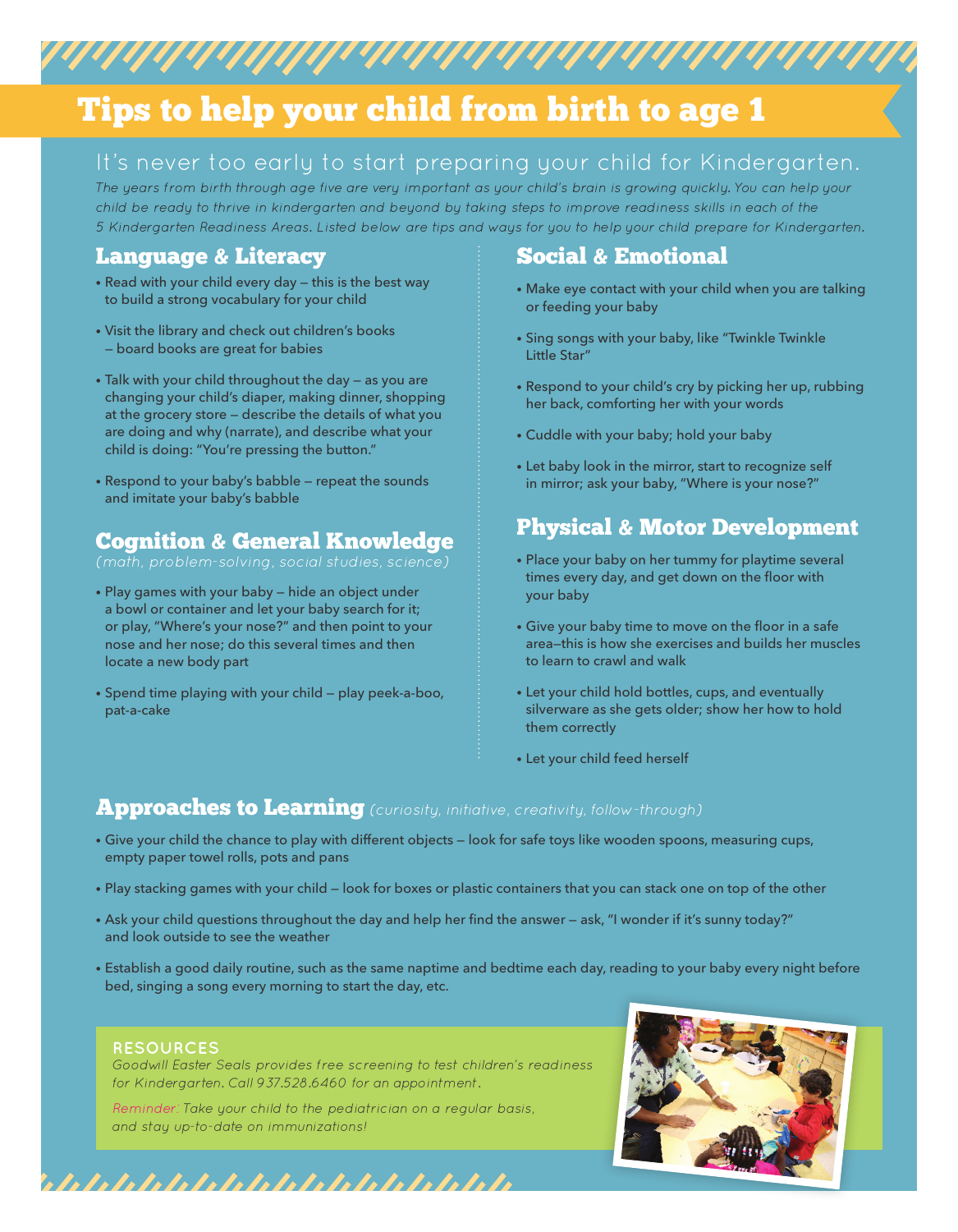# Tips to help your child from birth to age 1

## It's never too early to start preparing your child for Kindergarten.

*The years from birth through age five are very important as your child's brain is growing quickly. You can help your child be ready to thrive in kindergarten and beyond by taking steps to improve readiness skills in each of the 5 Kindergarten Readiness Areas. Listed below are tips and ways for you to help your child prepare for Kindergarten.*

## Language & Literacy

- Read with your child every day – this is the best way to build a strong vocabulary for your child
- Visit the library and check out children's books – board books are great for babies
- Talk with your child throughout the day – as you are changing your child's diaper, making dinner, shopping at the grocery store – describe the details of what you are doing and why (narrate), and describe what your child is doing: "You're pressing the button."
- Respond to your baby's babble – repeat the sounds and imitate your baby's babble

## Cognition & General Knowledge

*(math, problem-solving, social studies, science)*

- Play games with your baby – hide an object under a bowl or container and let your baby search for it; or play, "Where's your nose?" and then point to your nose and her nose; do this several times and then locate a new body part
- Spend time playing with your child – play peek-a-boo, pat-a-cake

## Social & Emotional

- Make eye contact with your child when you are talking or feeding your baby
- Sing songs with your baby, like "Twinkle Twinkle Little Star"
- Respond to your child's cry by picking her up, rubbing her back, comforting her with your words
- Cuddle with your baby; hold your baby
- Let baby look in the mirror, start to recognize self in mirror; ask your baby, "Where is your nose?"

## Physical & Motor Development

- Place your baby on her tummy for playtime several times every day, and get down on the floor with your baby
- Give your baby time to move on the floor in a safe area—this is how she exercises and builds her muscles to learn to crawl and walk
- Let your child hold bottles, cups, and eventually silverware as she gets older; show her how to hold them correctly
- Let your child feed herself

## Approaches to Learning *(curiosity, initiative, creativity, follow-through)*

- Give your child the chance to play with different objects – look for safe toys like wooden spoons, measuring cups, empty paper towel rolls, pots and pans
- Play stacking games with your child – look for boxes or plastic containers that you can stack one on top of the other
- Ask your child questions throughout the day and help her find the answer – ask, "I wonder if it's sunny today?" and look outside to see the weather
- Establish a good daily routine, such as the same naptime and bedtime each day, reading to your baby every night before bed, singing a song every morning to start the day, etc.

### RESOURCES

*Goodwill Easter Seals provides free screening to test children's readiness for Kindergarten. Call 937.528.6460 for an appointment.*

*Reminder: Take your child to the pediatrician on a regular basis, and stay up-to-date on immunizations!*